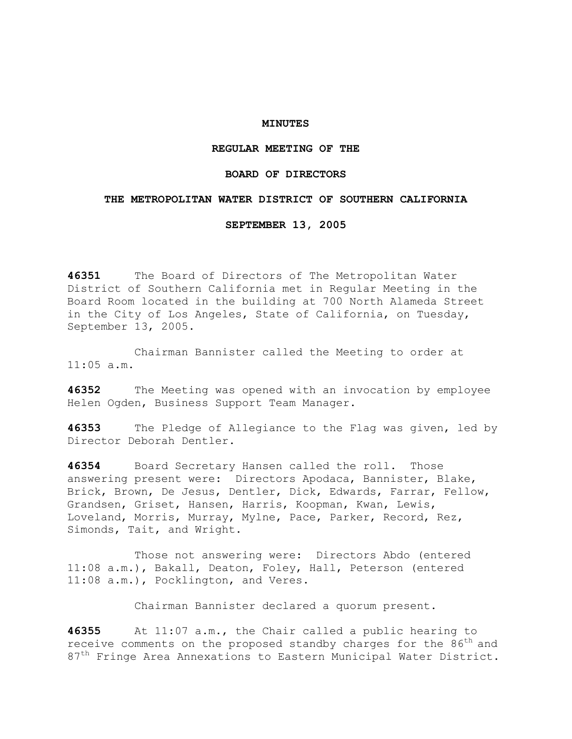# MINUTES

## REGULAR MEETING OF THE

## BOARD OF DIRECTORS

## THE METROPOLITAN WATER DISTRICT OF SOUTHERN CALIFORNIA

## SEPTEMBER 13, 2005

**46351** The Board of Directors of The Metropolitan Water District of Southern California met in Regular Meeting in the Board Room located in the building at 700 North Alameda Street in the City of Los Angeles, State of California, on Tuesday, September 13, 2005.

Chairman Bannister called the Meeting to order at 11:05 a.m.

**46352** The Meeting was opened with an invocation by employee Helen Ogden, Business Support Team Manager.

**46353** The Pledge of Allegiance to the Flag was given, led by Director Deborah Dentler.

**46354** Board Secretary Hansen called the roll. Those answering present were: Directors Apodaca, Bannister, Blake, Brick, Brown, De Jesus, Dentler, Dick, Edwards, Farrar, Fellow, Grandsen, Griset, Hansen, Harris, Koopman, Kwan, Lewis, Loveland, Morris, Murray, Mylne, Pace, Parker, Record, Rez, Simonds, Tait, and Wright.

Those not answering were: Directors Abdo (entered 11:08 a.m.), Bakall, Deaton, Foley, Hall, Peterson (entered 11:08 a.m.), Pocklington, and Veres.

Chairman Bannister declared a quorum present.

**46355** At 11:07 a.m., the Chair called a public hearing to receive comments on the proposed standby charges for the 86th and 87th Fringe Area Annexations to Eastern Municipal Water District.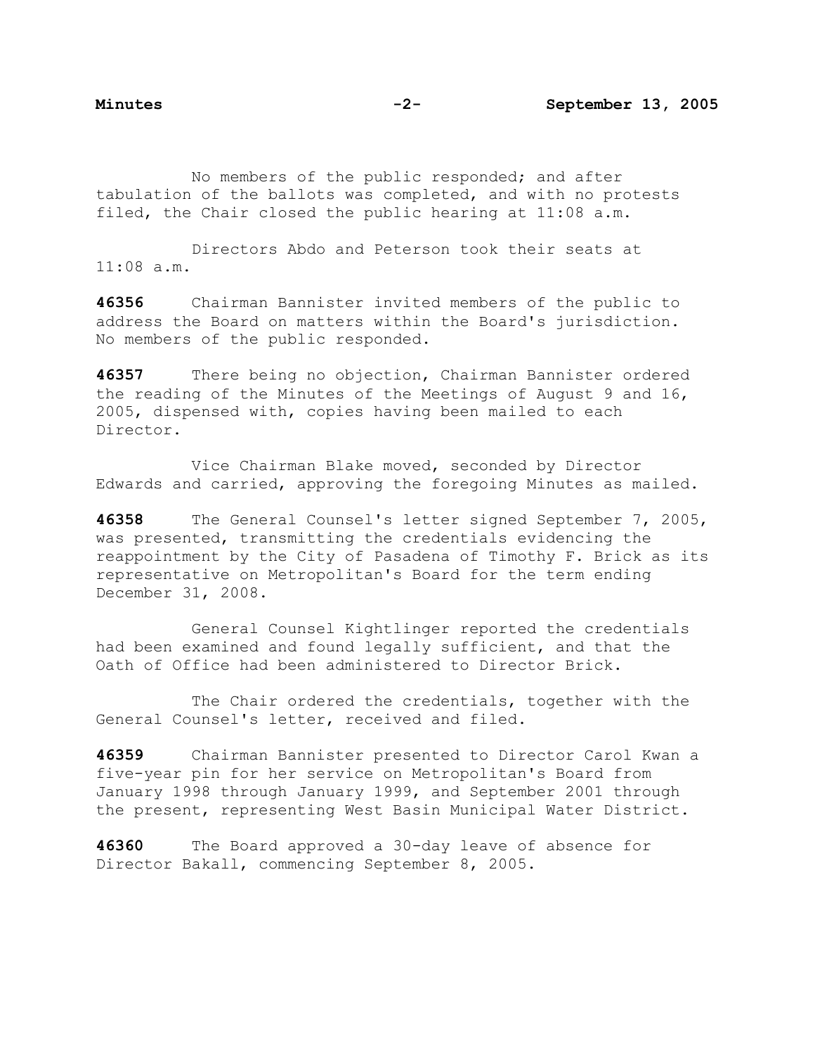No members of the public responded; and after tabulation of the ballots was completed, and with no protests filed, the Chair closed the public hearing at 11:08 a.m.

Directors Abdo and Peterson took their seats at 11:08 a.m.

**46356** Chairman Bannister invited members of the public to address the Board on matters within the Board's jurisdiction. No members of the public responded.

**46357** There being no objection, Chairman Bannister ordered the reading of the Minutes of the Meetings of August 9 and 16, 2005, dispensed with, copies having been mailed to each Director.

Vice Chairman Blake moved, seconded by Director Edwards and carried, approving the foregoing Minutes as mailed.

**46358** The General Counsel's letter signed September 7, 2005, was presented, transmitting the credentials evidencing the reappointment by the City of Pasadena of Timothy F. Brick as its representative on Metropolitan's Board for the term ending December 31, 2008.

General Counsel Kightlinger reported the credentials had been examined and found legally sufficient, and that the Oath of Office had been administered to Director Brick.

The Chair ordered the credentials, together with the General Counsel's letter, received and filed.

**46359** Chairman Bannister presented to Director Carol Kwan a five-year pin for her service on Metropolitan's Board from January 1998 through January 1999, and September 2001 through the present, representing West Basin Municipal Water District.

**46360** The Board approved a 30-day leave of absence for Director Bakall, commencing September 8, 2005.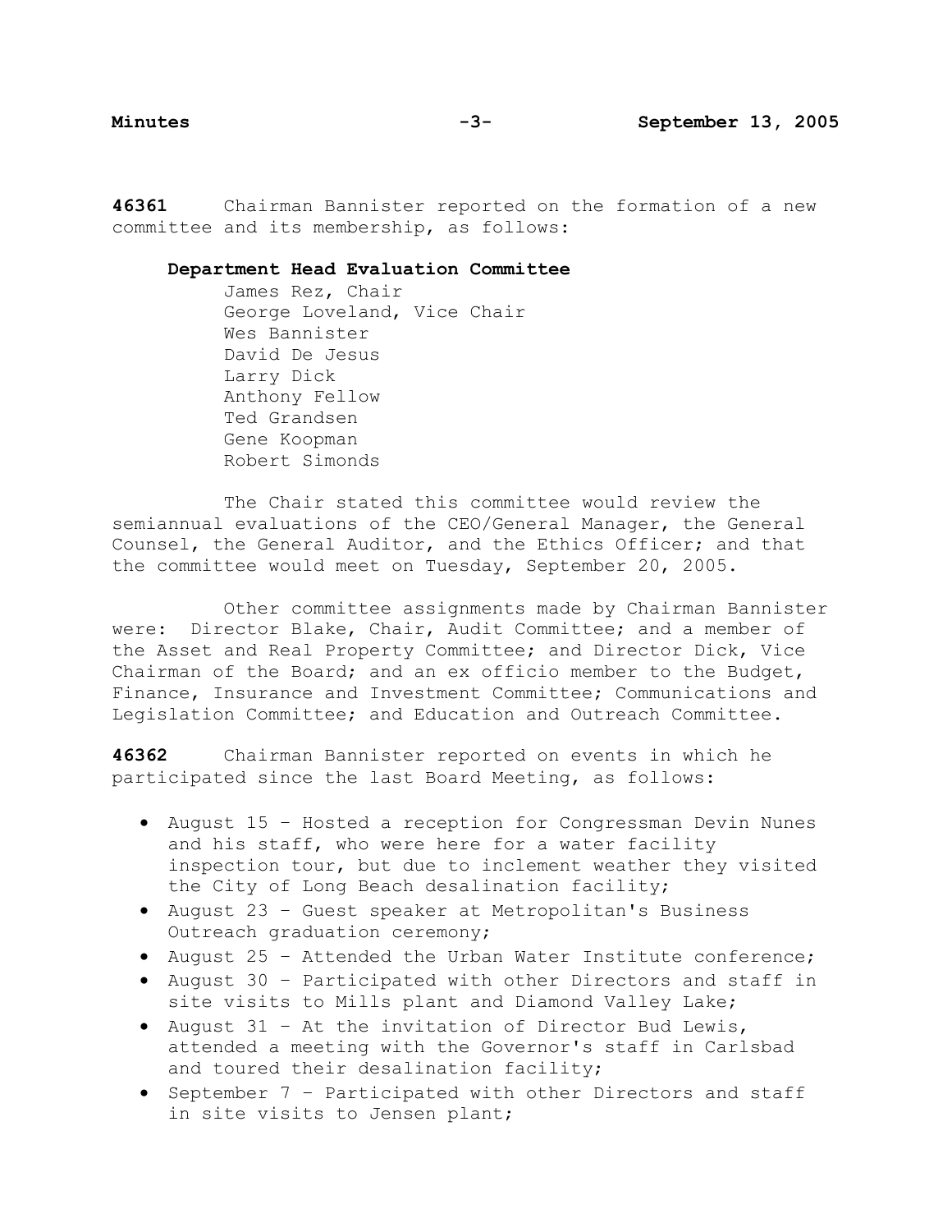**46361** Chairman Bannister reported on the formation of a new committee and its membership, as follows:

**Department Head Evaluation Committee**

James Rez, Chair
George Loveland, Vice Chair
Wes Bannister
David De Jesus
Larry Dick
Anthony Fellow
Ted Grandsen
Gene Koopman
Robert Simonds

The Chair stated this committee would review the semiannual evaluations of the CEO/General Manager, the General Counsel, the General Auditor, and the Ethics Officer; and that the committee would meet on Tuesday, September 20, 2005.

Other committee assignments made by Chairman Bannister were: Director Blake, Chair, Audit Committee; and a member of the Asset and Real Property Committee; and Director Dick, Vice Chairman of the Board; and an ex officio member to the Budget, Finance, Insurance and Investment Committee; Communications and Legislation Committee; and Education and Outreach Committee.

**46362** Chairman Bannister reported on events in which he participated since the last Board Meeting, as follows:

- August 15 – Hosted a reception for Congressman Devin Nunes and his staff, who were here for a water facility inspection tour, but due to inclement weather they visited the City of Long Beach desalination facility;
- August 23 – Guest speaker at Metropolitan's Business Outreach graduation ceremony;
- August 25 – Attended the Urban Water Institute conference;
- August 30 – Participated with other Directors and staff in site visits to Mills plant and Diamond Valley Lake;
- August 31 – At the invitation of Director Bud Lewis, attended a meeting with the Governor's staff in Carlsbad and toured their desalination facility;
- September 7 – Participated with other Directors and staff in site visits to Jensen plant;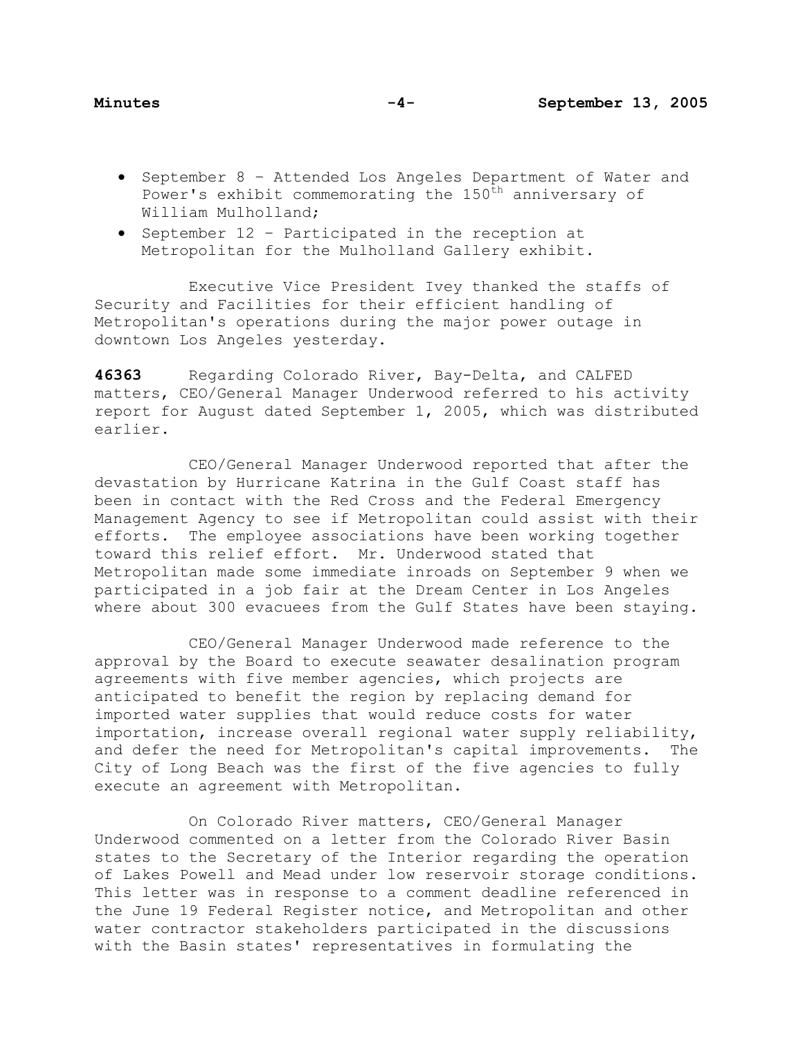- September 8 – Attended Los Angeles Department of Water and Power's exhibit commemorating the 150th anniversary of William Mulholland;
- September 12 – Participated in the reception at Metropolitan for the Mulholland Gallery exhibit.

Executive Vice President Ivey thanked the staffs of Security and Facilities for their efficient handling of Metropolitan's operations during the major power outage in downtown Los Angeles yesterday.

**46363** Regarding Colorado River, Bay-Delta, and CALFED matters, CEO/General Manager Underwood referred to his activity report for August dated September 1, 2005, which was distributed earlier.

CEO/General Manager Underwood reported that after the devastation by Hurricane Katrina in the Gulf Coast staff has been in contact with the Red Cross and the Federal Emergency Management Agency to see if Metropolitan could assist with their efforts. The employee associations have been working together toward this relief effort. Mr. Underwood stated that Metropolitan made some immediate inroads on September 9 when we participated in a job fair at the Dream Center in Los Angeles where about 300 evacuees from the Gulf States have been staying.

CEO/General Manager Underwood made reference to the approval by the Board to execute seawater desalination program agreements with five member agencies, which projects are anticipated to benefit the region by replacing demand for imported water supplies that would reduce costs for water importation, increase overall regional water supply reliability, and defer the need for Metropolitan's capital improvements. The City of Long Beach was the first of the five agencies to fully execute an agreement with Metropolitan.

On Colorado River matters, CEO/General Manager Underwood commented on a letter from the Colorado River Basin states to the Secretary of the Interior regarding the operation of Lakes Powell and Mead under low reservoir storage conditions. This letter was in response to a comment deadline referenced in the June 19 Federal Register notice, and Metropolitan and other water contractor stakeholders participated in the discussions with the Basin states' representatives in formulating the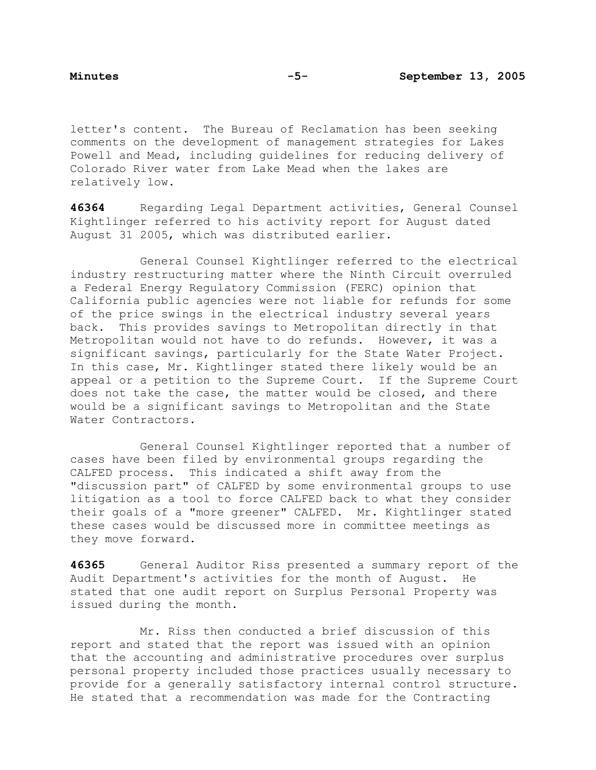letter's content. The Bureau of Reclamation has been seeking comments on the development of management strategies for Lakes Powell and Mead, including guidelines for reducing delivery of Colorado River water from Lake Mead when the lakes are relatively low.

**46364** Regarding Legal Department activities, General Counsel Kightlinger referred to his activity report for August dated August 31 2005, which was distributed earlier.

General Counsel Kightlinger referred to the electrical industry restructuring matter where the Ninth Circuit overruled a Federal Energy Regulatory Commission (FERC) opinion that California public agencies were not liable for refunds for some of the price swings in the electrical industry several years back. This provides savings to Metropolitan directly in that Metropolitan would not have to do refunds. However, it was a significant savings, particularly for the State Water Project. In this case, Mr. Kightlinger stated there likely would be an appeal or a petition to the Supreme Court. If the Supreme Court does not take the case, the matter would be closed, and there would be a significant savings to Metropolitan and the State Water Contractors.

General Counsel Kightlinger reported that a number of cases have been filed by environmental groups regarding the CALFED process. This indicated a shift away from the "discussion part" of CALFED by some environmental groups to use litigation as a tool to force CALFED back to what they consider their goals of a "more greener" CALFED. Mr. Kightlinger stated these cases would be discussed more in committee meetings as they move forward.

**46365** General Auditor Riss presented a summary report of the Audit Department's activities for the month of August. He stated that one audit report on Surplus Personal Property was issued during the month.

Mr. Riss then conducted a brief discussion of this report and stated that the report was issued with an opinion that the accounting and administrative procedures over surplus personal property included those practices usually necessary to provide for a generally satisfactory internal control structure. He stated that a recommendation was made for the Contracting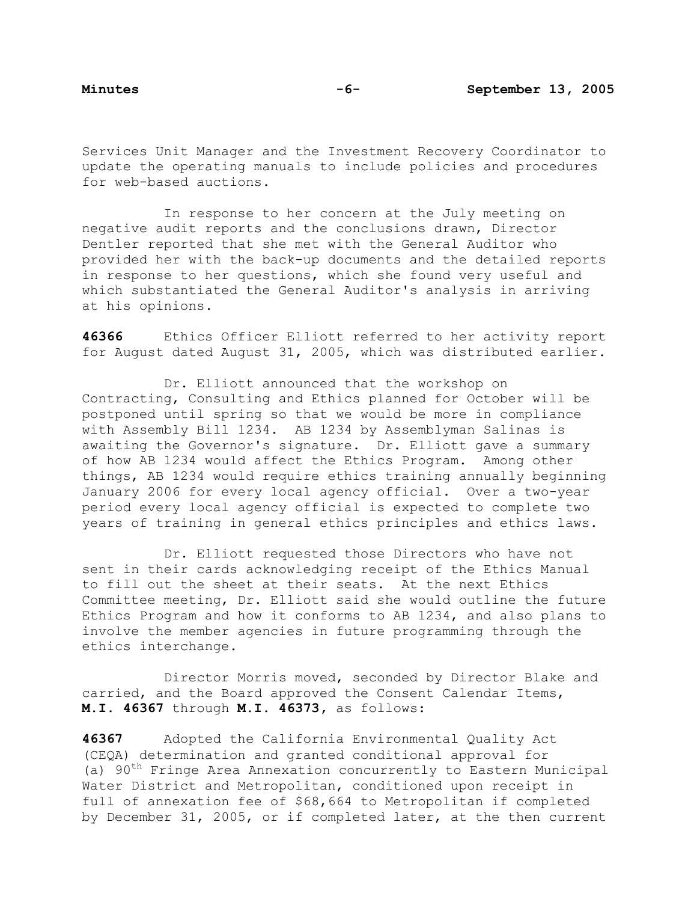Services Unit Manager and the Investment Recovery Coordinator to update the operating manuals to include policies and procedures for web-based auctions.

In response to her concern at the July meeting on negative audit reports and the conclusions drawn, Director Dentler reported that she met with the General Auditor who provided her with the back-up documents and the detailed reports in response to her questions, which she found very useful and which substantiated the General Auditor's analysis in arriving at his opinions.

**46366** Ethics Officer Elliott referred to her activity report for August dated August 31, 2005, which was distributed earlier.

Dr. Elliott announced that the workshop on Contracting, Consulting and Ethics planned for October will be postponed until spring so that we would be more in compliance with Assembly Bill 1234. AB 1234 by Assemblyman Salinas is awaiting the Governor's signature. Dr. Elliott gave a summary of how AB 1234 would affect the Ethics Program. Among other things, AB 1234 would require ethics training annually beginning January 2006 for every local agency official. Over a two-year period every local agency official is expected to complete two years of training in general ethics principles and ethics laws.

Dr. Elliott requested those Directors who have not sent in their cards acknowledging receipt of the Ethics Manual to fill out the sheet at their seats. At the next Ethics Committee meeting, Dr. Elliott said she would outline the future Ethics Program and how it conforms to AB 1234, and also plans to involve the member agencies in future programming through the ethics interchange.

Director Morris moved, seconded by Director Blake and carried, and the Board approved the Consent Calendar Items, **M.I. 46367** through **M.I. 46373**, as follows:

**46367** Adopted the California Environmental Quality Act (CEQA) determination and granted conditional approval for (a) 90th Fringe Area Annexation concurrently to Eastern Municipal Water District and Metropolitan, conditioned upon receipt in full of annexation fee of $68,664 to Metropolitan if completed by December 31, 2005, or if completed later, at the then current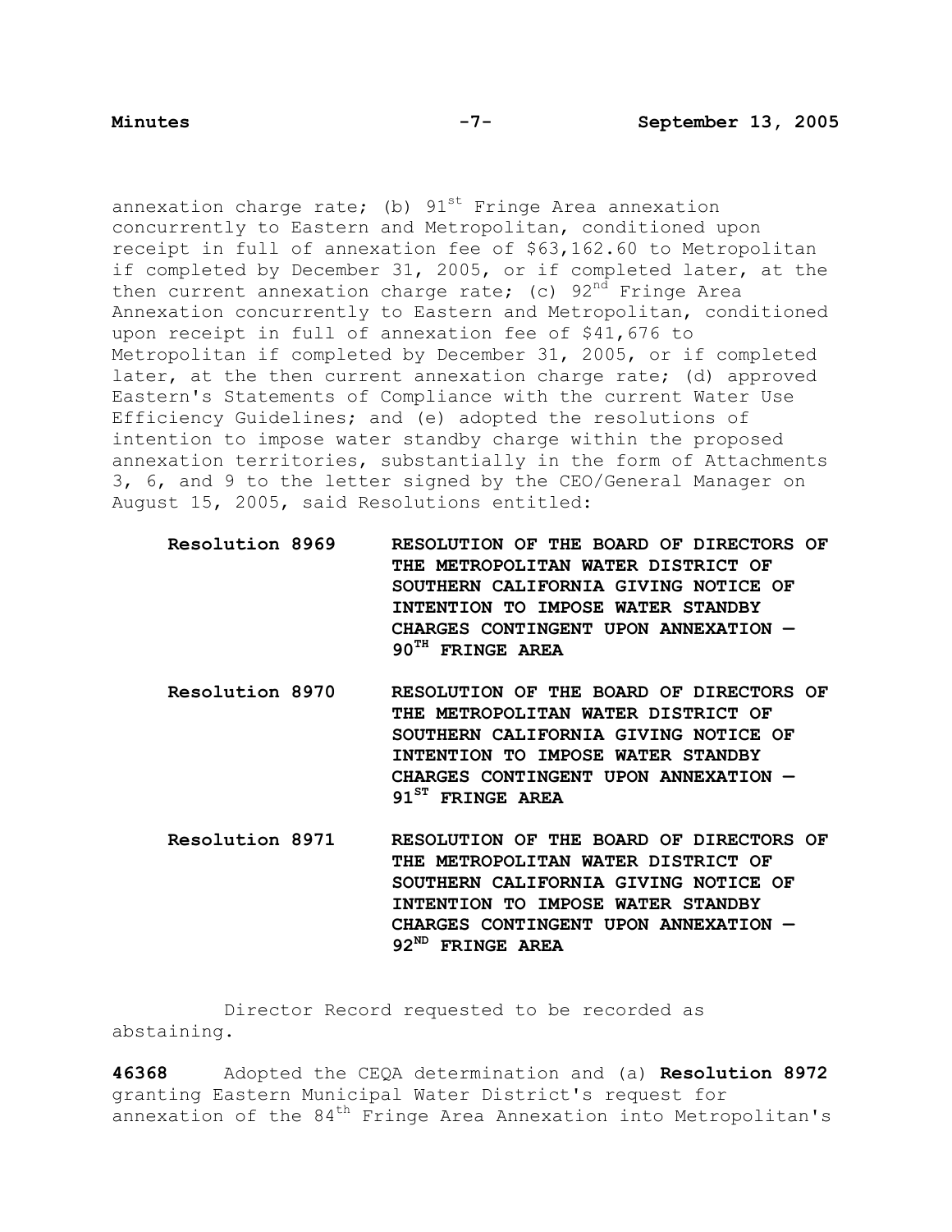annexation charge rate; (b) 91st Fringe Area annexation concurrently to Eastern and Metropolitan, conditioned upon receipt in full of annexation fee of $63,162.60 to Metropolitan if completed by December 31, 2005, or if completed later, at the then current annexation charge rate; (c) 92nd Fringe Area Annexation concurrently to Eastern and Metropolitan, conditioned upon receipt in full of annexation fee of $41,676 to Metropolitan if completed by December 31, 2005, or if completed later, at the then current annexation charge rate; (d) approved Eastern's Statements of Compliance with the current Water Use Efficiency Guidelines; and (e) adopted the resolutions of intention to impose water standby charge within the proposed annexation territories, substantially in the form of Attachments 3, 6, and 9 to the letter signed by the CEO/General Manager on August 15, 2005, said Resolutions entitled:

**Resolution 8969** **RESOLUTION OF THE BOARD OF DIRECTORS OF THE METROPOLITAN WATER DISTRICT OF SOUTHERN CALIFORNIA GIVING NOTICE OF INTENTION TO IMPOSE WATER STANDBY CHARGES CONTINGENT UPON ANNEXATION — 90TH FRINGE AREA**

**Resolution 8970** **RESOLUTION OF THE BOARD OF DIRECTORS OF THE METROPOLITAN WATER DISTRICT OF SOUTHERN CALIFORNIA GIVING NOTICE OF INTENTION TO IMPOSE WATER STANDBY CHARGES CONTINGENT UPON ANNEXATION — 91ST FRINGE AREA**

**Resolution 8971** **RESOLUTION OF THE BOARD OF DIRECTORS OF THE METROPOLITAN WATER DISTRICT OF SOUTHERN CALIFORNIA GIVING NOTICE OF INTENTION TO IMPOSE WATER STANDBY CHARGES CONTINGENT UPON ANNEXATION — 92ND FRINGE AREA**

Director Record requested to be recorded as abstaining.

**46368** Adopted the CEQA determination and (a) **Resolution 8972** granting Eastern Municipal Water District's request for annexation of the 84th Fringe Area Annexation into Metropolitan's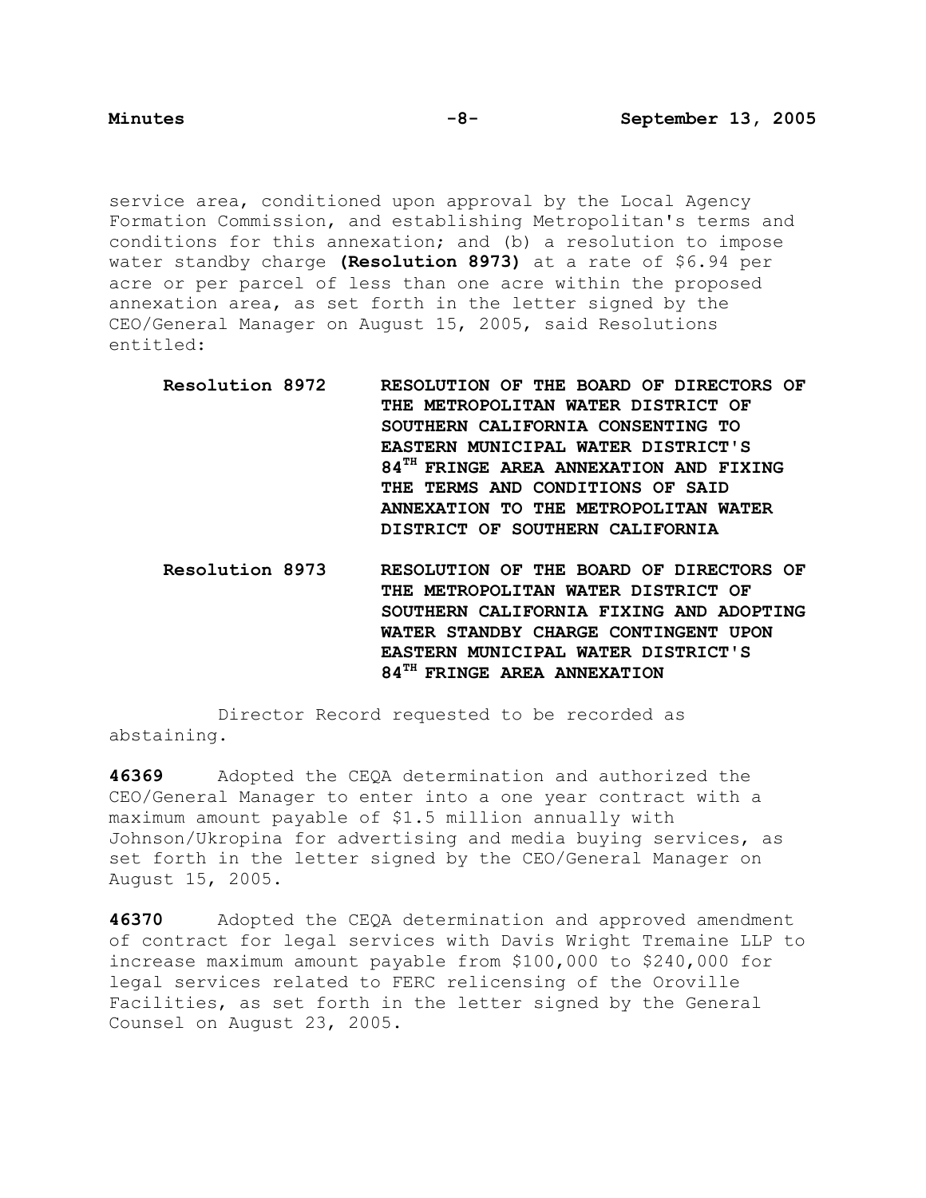service area, conditioned upon approval by the Local Agency Formation Commission, and establishing Metropolitan's terms and conditions for this annexation; and (b) a resolution to impose water standby charge **(Resolution 8973)** at a rate of $6.94 per acre or per parcel of less than one acre within the proposed annexation area, as set forth in the letter signed by the CEO/General Manager on August 15, 2005, said Resolutions entitled:

**Resolution 8972** **RESOLUTION OF THE BOARD OF DIRECTORS OF THE METROPOLITAN WATER DISTRICT OF SOUTHERN CALIFORNIA CONSENTING TO EASTERN MUNICIPAL WATER DISTRICT'S 84TH FRINGE AREA ANNEXATION AND FIXING THE TERMS AND CONDITIONS OF SAID ANNEXATION TO THE METROPOLITAN WATER DISTRICT OF SOUTHERN CALIFORNIA**

**Resolution 8973** **RESOLUTION OF THE BOARD OF DIRECTORS OF THE METROPOLITAN WATER DISTRICT OF SOUTHERN CALIFORNIA FIXING AND ADOPTING WATER STANDBY CHARGE CONTINGENT UPON EASTERN MUNICIPAL WATER DISTRICT'S 84TH FRINGE AREA ANNEXATION**

Director Record requested to be recorded as abstaining.

**46369** Adopted the CEQA determination and authorized the CEO/General Manager to enter into a one year contract with a maximum amount payable of $1.5 million annually with Johnson/Ukropina for advertising and media buying services, as set forth in the letter signed by the CEO/General Manager on August 15, 2005.

**46370** Adopted the CEQA determination and approved amendment of contract for legal services with Davis Wright Tremaine LLP to increase maximum amount payable from $100,000 to $240,000 for legal services related to FERC relicensing of the Oroville Facilities, as set forth in the letter signed by the General Counsel on August 23, 2005.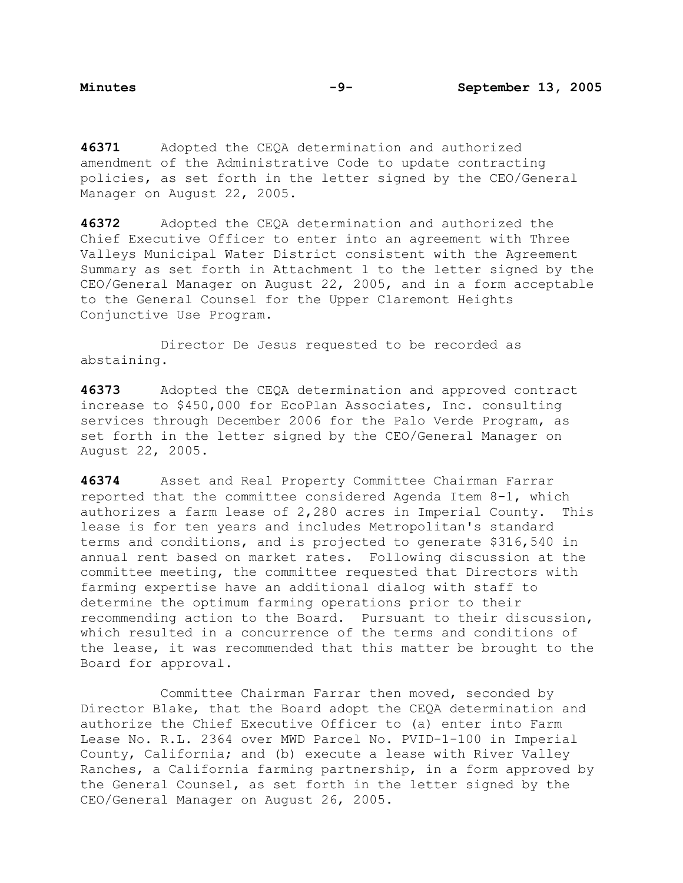**46371** Adopted the CEQA determination and authorized amendment of the Administrative Code to update contracting policies, as set forth in the letter signed by the CEO/General Manager on August 22, 2005.

**46372** Adopted the CEQA determination and authorized the Chief Executive Officer to enter into an agreement with Three Valleys Municipal Water District consistent with the Agreement Summary as set forth in Attachment 1 to the letter signed by the CEO/General Manager on August 22, 2005, and in a form acceptable to the General Counsel for the Upper Claremont Heights Conjunctive Use Program.

Director De Jesus requested to be recorded as abstaining.

**46373** Adopted the CEQA determination and approved contract increase to $450,000 for EcoPlan Associates, Inc. consulting services through December 2006 for the Palo Verde Program, as set forth in the letter signed by the CEO/General Manager on August 22, 2005.

**46374** Asset and Real Property Committee Chairman Farrar reported that the committee considered Agenda Item 8-1, which authorizes a farm lease of 2,280 acres in Imperial County. This lease is for ten years and includes Metropolitan's standard terms and conditions, and is projected to generate $316,540 in annual rent based on market rates. Following discussion at the committee meeting, the committee requested that Directors with farming expertise have an additional dialog with staff to determine the optimum farming operations prior to their recommending action to the Board. Pursuant to their discussion, which resulted in a concurrence of the terms and conditions of the lease, it was recommended that this matter be brought to the Board for approval.

Committee Chairman Farrar then moved, seconded by Director Blake, that the Board adopt the CEQA determination and authorize the Chief Executive Officer to (a) enter into Farm Lease No. R.L. 2364 over MWD Parcel No. PVID-1-100 in Imperial County, California; and (b) execute a lease with River Valley Ranches, a California farming partnership, in a form approved by the General Counsel, as set forth in the letter signed by the CEO/General Manager on August 26, 2005.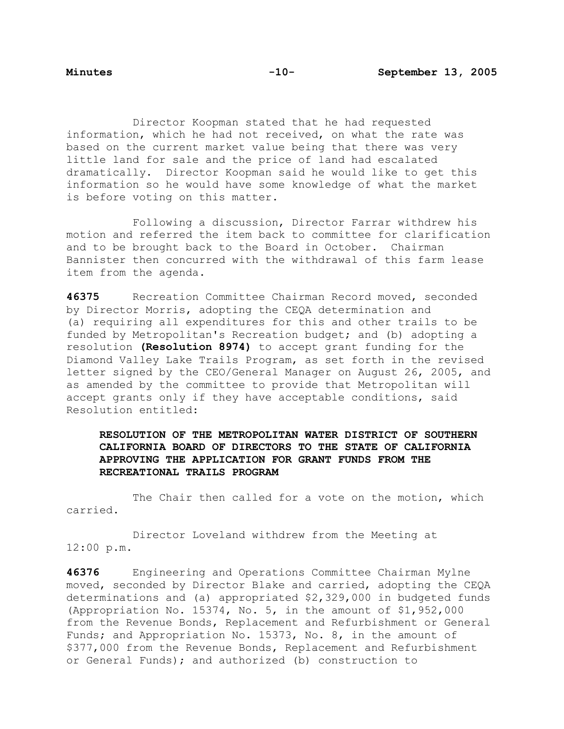Director Koopman stated that he had requested information, which he had not received, on what the rate was based on the current market value being that there was very little land for sale and the price of land had escalated dramatically. Director Koopman said he would like to get this information so he would have some knowledge of what the market is before voting on this matter.

Following a discussion, Director Farrar withdrew his motion and referred the item back to committee for clarification and to be brought back to the Board in October. Chairman Bannister then concurred with the withdrawal of this farm lease item from the agenda.

**46375** Recreation Committee Chairman Record moved, seconded by Director Morris, adopting the CEQA determination and (a) requiring all expenditures for this and other trails to be funded by Metropolitan's Recreation budget; and (b) adopting a resolution **(Resolution 8974)** to accept grant funding for the Diamond Valley Lake Trails Program, as set forth in the revised letter signed by the CEO/General Manager on August 26, 2005, and as amended by the committee to provide that Metropolitan will accept grants only if they have acceptable conditions, said Resolution entitled:

> **RESOLUTION OF THE METROPOLITAN WATER DISTRICT OF SOUTHERN CALIFORNIA BOARD OF DIRECTORS TO THE STATE OF CALIFORNIA APPROVING THE APPLICATION FOR GRANT FUNDS FROM THE RECREATIONAL TRAILS PROGRAM**

The Chair then called for a vote on the motion, which carried.

Director Loveland withdrew from the Meeting at 12:00 p.m.

**46376** Engineering and Operations Committee Chairman Mylne moved, seconded by Director Blake and carried, adopting the CEQA determinations and (a) appropriated $2,329,000 in budgeted funds (Appropriation No. 15374, No. 5, in the amount of $1,952,000 from the Revenue Bonds, Replacement and Refurbishment or General Funds; and Appropriation No. 15373, No. 8, in the amount of $377,000 from the Revenue Bonds, Replacement and Refurbishment or General Funds); and authorized (b) construction to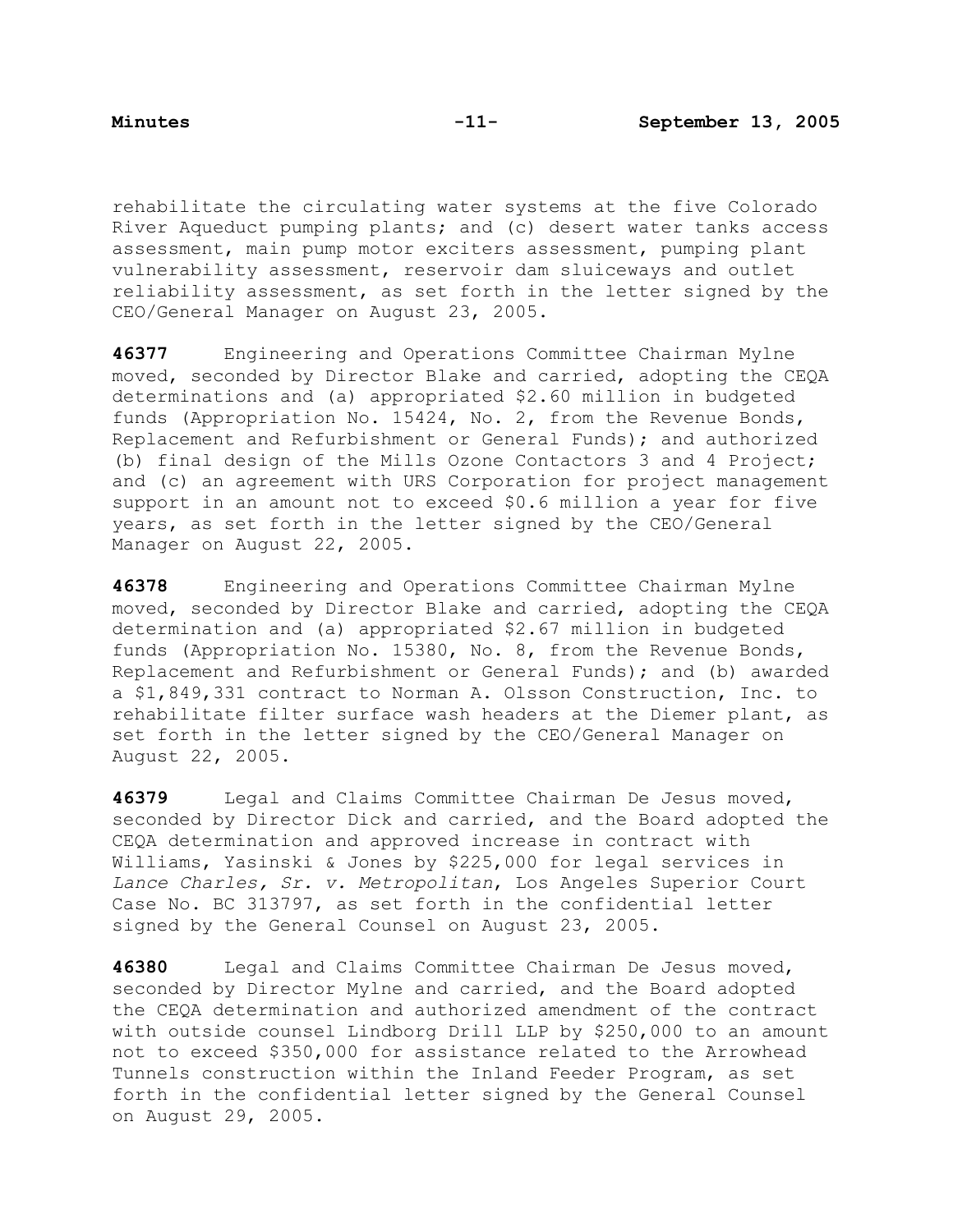rehabilitate the circulating water systems at the five Colorado River Aqueduct pumping plants; and (c) desert water tanks access assessment, main pump motor exciters assessment, pumping plant vulnerability assessment, reservoir dam sluiceways and outlet reliability assessment, as set forth in the letter signed by the CEO/General Manager on August 23, 2005.

**46377** Engineering and Operations Committee Chairman Mylne moved, seconded by Director Blake and carried, adopting the CEQA determinations and (a) appropriated $2.60 million in budgeted funds (Appropriation No. 15424, No. 2, from the Revenue Bonds, Replacement and Refurbishment or General Funds); and authorized (b) final design of the Mills Ozone Contactors 3 and 4 Project; and (c) an agreement with URS Corporation for project management support in an amount not to exceed $0.6 million a year for five years, as set forth in the letter signed by the CEO/General Manager on August 22, 2005.

**46378** Engineering and Operations Committee Chairman Mylne moved, seconded by Director Blake and carried, adopting the CEQA determination and (a) appropriated $2.67 million in budgeted funds (Appropriation No. 15380, No. 8, from the Revenue Bonds, Replacement and Refurbishment or General Funds); and (b) awarded a $1,849,331 contract to Norman A. Olsson Construction, Inc. to rehabilitate filter surface wash headers at the Diemer plant, as set forth in the letter signed by the CEO/General Manager on August 22, 2005.

**46379** Legal and Claims Committee Chairman De Jesus moved, seconded by Director Dick and carried, and the Board adopted the CEQA determination and approved increase in contract with Williams, Yasinski & Jones by $225,000 for legal services in *Lance Charles, Sr. v. Metropolitan*, Los Angeles Superior Court Case No. BC 313797, as set forth in the confidential letter signed by the General Counsel on August 23, 2005.

**46380** Legal and Claims Committee Chairman De Jesus moved, seconded by Director Mylne and carried, and the Board adopted the CEQA determination and authorized amendment of the contract with outside counsel Lindborg Drill LLP by $250,000 to an amount not to exceed $350,000 for assistance related to the Arrowhead Tunnels construction within the Inland Feeder Program, as set forth in the confidential letter signed by the General Counsel on August 29, 2005.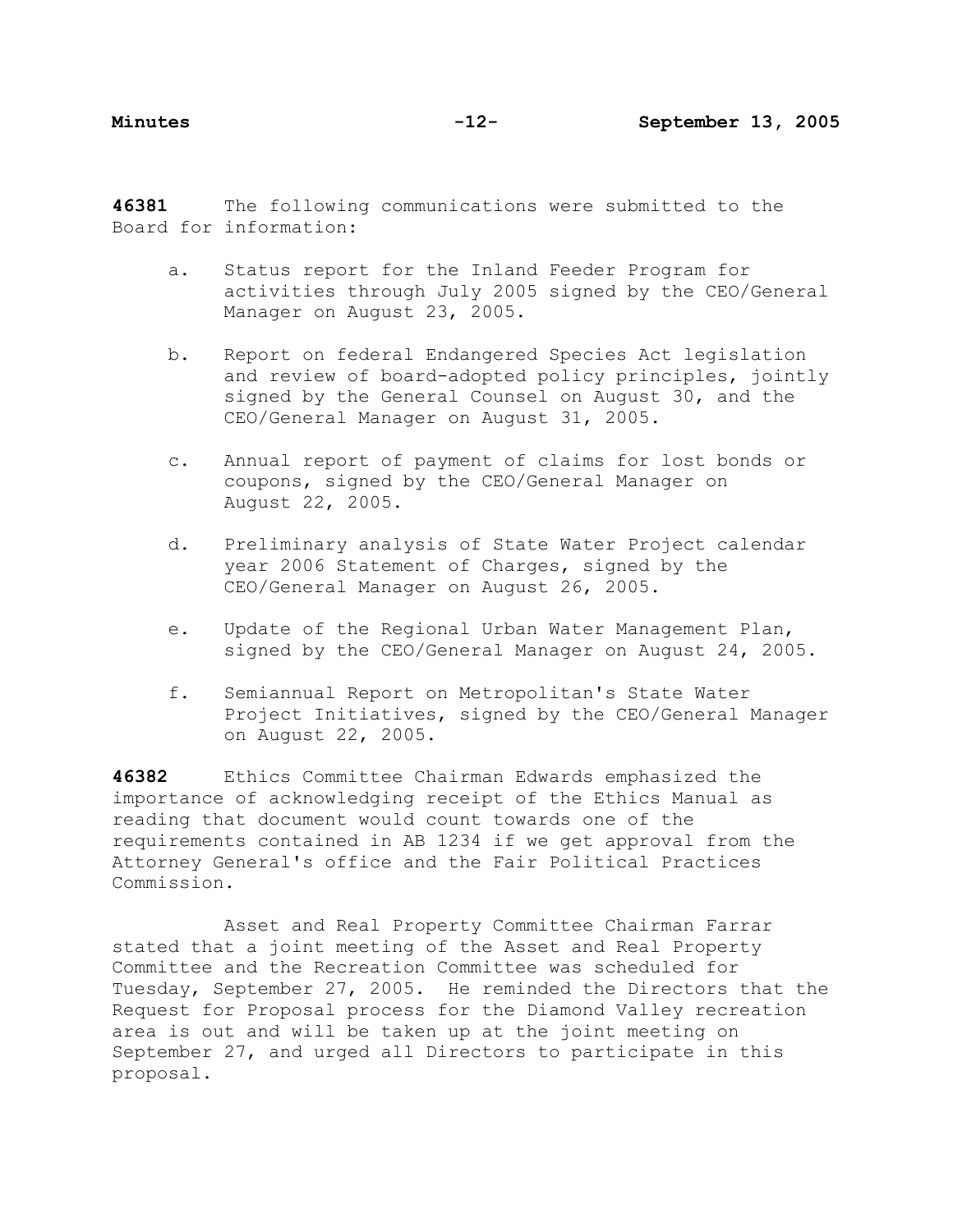**46381** The following communications were submitted to the Board for information:

a. Status report for the Inland Feeder Program for activities through July 2005 signed by the CEO/General Manager on August 23, 2005.

b. Report on federal Endangered Species Act legislation and review of board-adopted policy principles, jointly signed by the General Counsel on August 30, and the CEO/General Manager on August 31, 2005.

c. Annual report of payment of claims for lost bonds or coupons, signed by the CEO/General Manager on August 22, 2005.

d. Preliminary analysis of State Water Project calendar year 2006 Statement of Charges, signed by the CEO/General Manager on August 26, 2005.

e. Update of the Regional Urban Water Management Plan, signed by the CEO/General Manager on August 24, 2005.

f. Semiannual Report on Metropolitan's State Water Project Initiatives, signed by the CEO/General Manager on August 22, 2005.

**46382** Ethics Committee Chairman Edwards emphasized the importance of acknowledging receipt of the Ethics Manual as reading that document would count towards one of the requirements contained in AB 1234 if we get approval from the Attorney General's office and the Fair Political Practices Commission.

Asset and Real Property Committee Chairman Farrar stated that a joint meeting of the Asset and Real Property Committee and the Recreation Committee was scheduled for Tuesday, September 27, 2005. He reminded the Directors that the Request for Proposal process for the Diamond Valley recreation area is out and will be taken up at the joint meeting on September 27, and urged all Directors to participate in this proposal.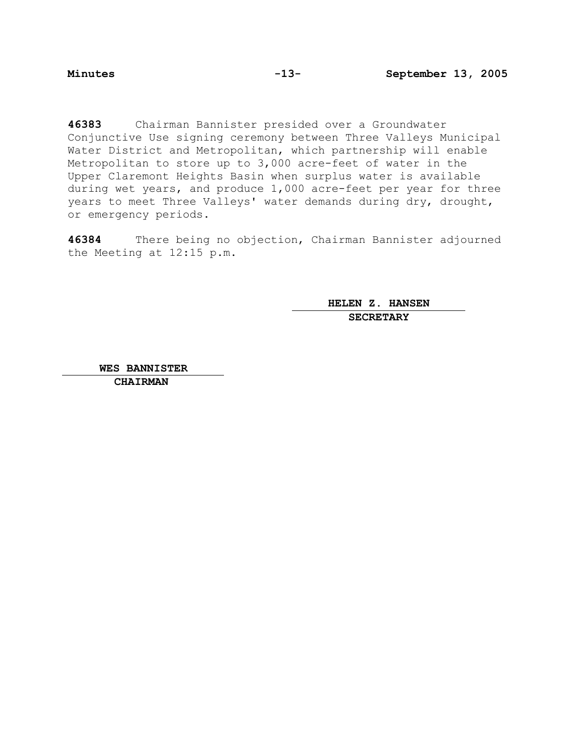**46383** Chairman Bannister presided over a Groundwater Conjunctive Use signing ceremony between Three Valleys Municipal Water District and Metropolitan, which partnership will enable Metropolitan to store up to 3,000 acre-feet of water in the Upper Claremont Heights Basin when surplus water is available during wet years, and produce 1,000 acre-feet per year for three years to meet Three Valleys' water demands during dry, drought, or emergency periods.

**46384** There being no objection, Chairman Bannister adjourned the Meeting at 12:15 p.m.

**HELEN Z. HANSEN**
**SECRETARY**

**WES BANNISTER**
**CHAIRMAN**